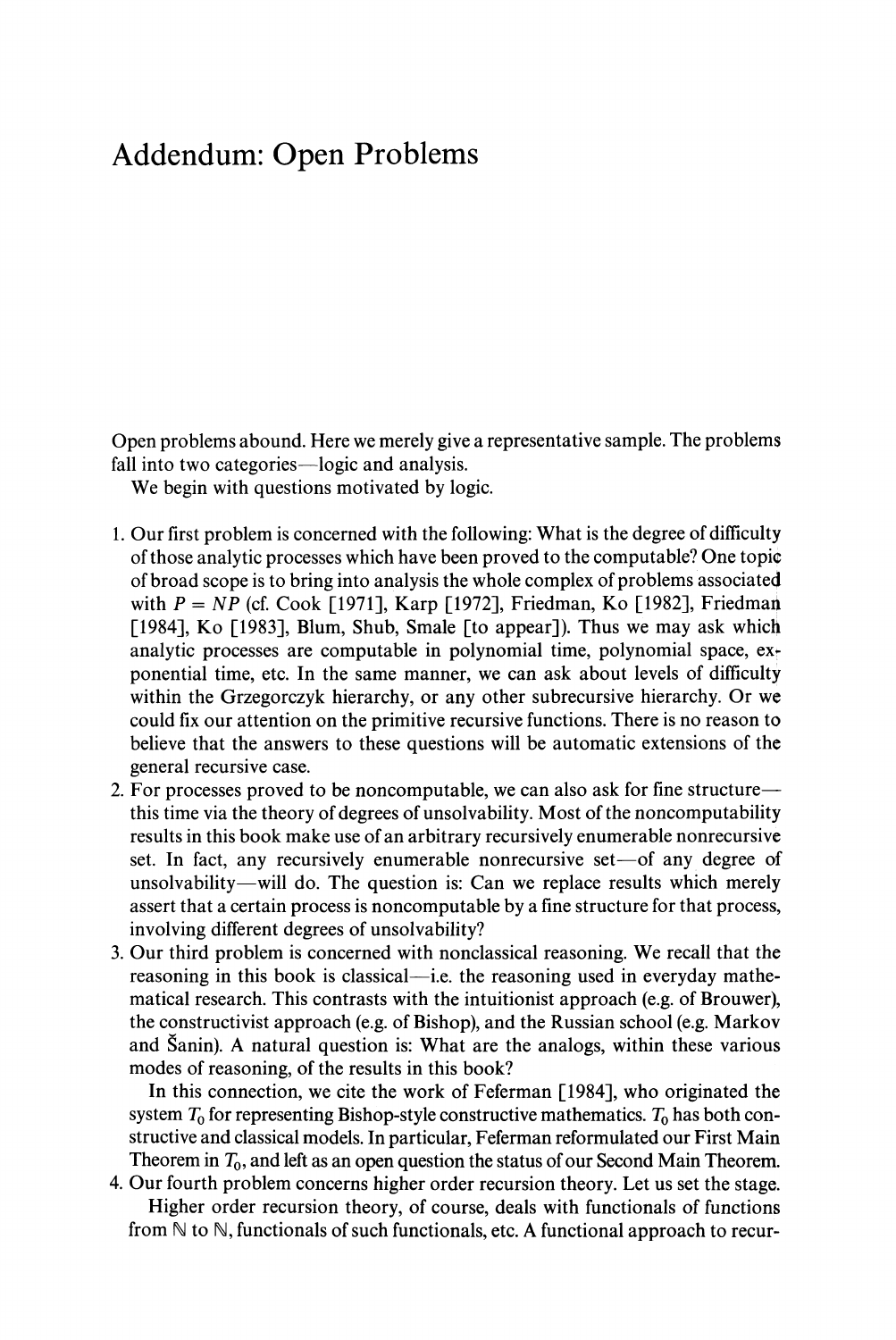# Addendum: Open Problems

Open problems abound. Here we merely give a representative sample. The problems fall into two categories—logic and analysis.

We begin with questions motivated by logic.

1. Our first problem is concerned with the following: What is the degree of difficulty of those analytic processes which have been proved to the computable? One topic of broad scope is to bring into analysis the whole complex of problems associated with $P = NP$ (cf. Cook [1971], Karp [1972], Friedman, Ko [1982], Friedman [1984], Ko [1983], Blum, Shub, Smale [to appear]). Thus we may ask which analytic processes are computable in polynomial time, polynomial space, exponential time, etc. In the same manner, we can ask about levels of difficulty within the Grzegorczyk hierarchy, or any other subrecursive hierarchy. Or we could fix our attention on the primitive recursive functions. There is no reason to believe that the answers to these questions will be automatic extensions of the general recursive case.
2. For processes proved to be noncomputable, we can also ask for fine structure—this time via the theory of degrees of unsolvability. Most of the noncomputability results in this book make use of an arbitrary recursively enumerable nonrecursive set. In fact, any recursively enumerable nonrecursive set—of any degree of unsolvability—will do. The question is: Can we replace results which merely assert that a certain process is noncomputable by a fine structure for that process, involving different degrees of unsolvability?
3. Our third problem is concerned with nonclassical reasoning. We recall that the reasoning in this book is classical—i.e. the reasoning used in everyday mathematical research. This contrasts with the intuitionist approach (e.g. of Brouwer), the constructivist approach (e.g. of Bishop), and the Russian school (e.g. Markov and Šanin). A natural question is: What are the analogs, within these various modes of reasoning, of the results in this book?

   In this connection, we cite the work of Feferman [1984], who originated the system $T_0$ for representing Bishop-style constructive mathematics. $T_0$ has both constructive and classical models. In particular, Feferman reformulated our First Main Theorem in $T_0$, and left as an open question the status of our Second Main Theorem.
4. Our fourth problem concerns higher order recursion theory. Let us set the stage.

   Higher order recursion theory, of course, deals with functionals of functions from $\mathbb{N}$ to $\mathbb{N}$, functionals of such functionals, etc. A functional approach to recur-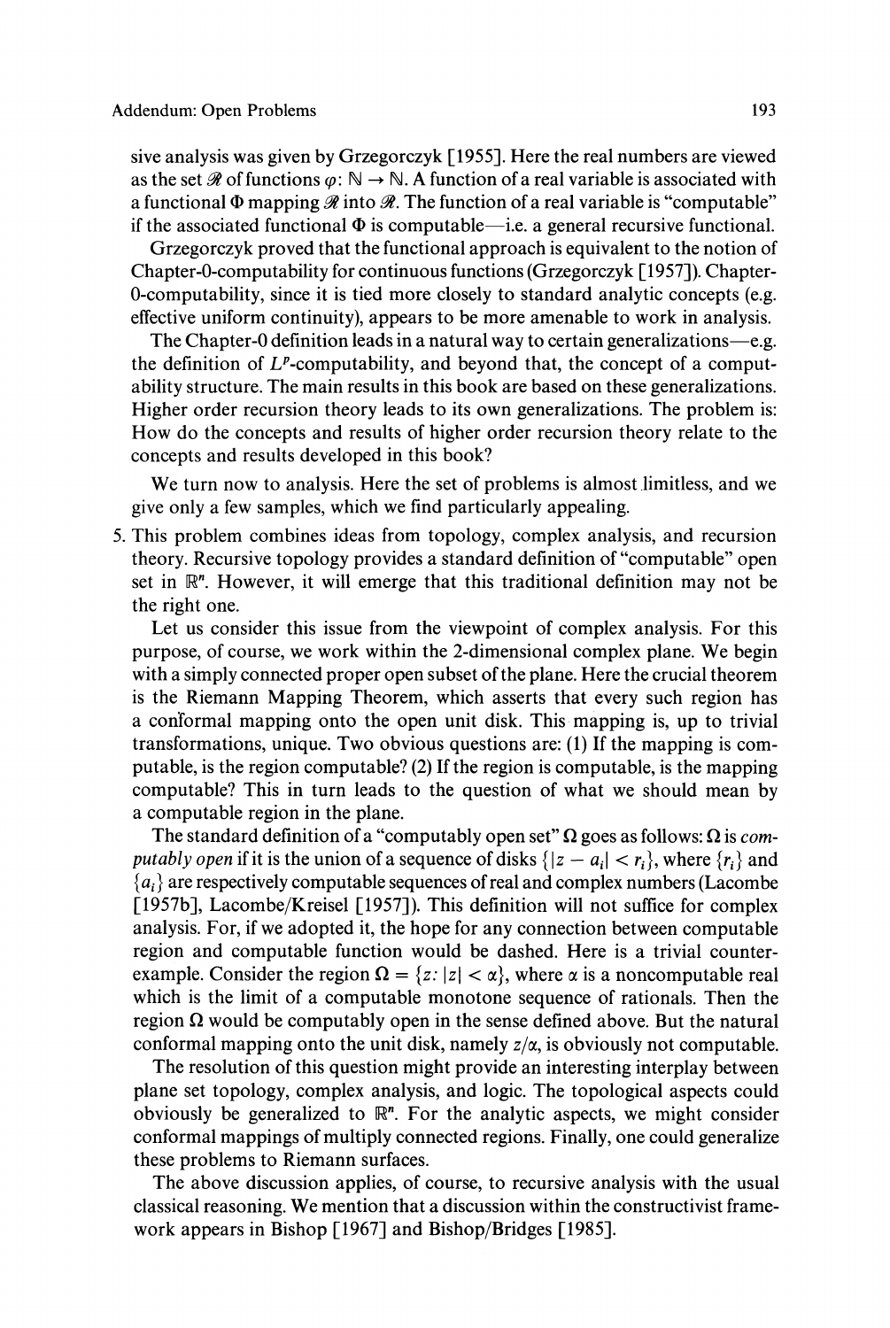sive analysis was given by Grzegorczyk [1955]. Here the real numbers are viewed as the set $\mathscr{R}$ of functions $\varphi\colon \mathbb{N} \to \mathbb{N}$. A function of a real variable is associated with a functional $\Phi$ mapping $\mathscr{R}$ into $\mathscr{R}$. The function of a real variable is "computable" if the associated functional $\Phi$ is computable—i.e. a general recursive functional.

Grzegorczyk proved that the functional approach is equivalent to the notion of Chapter-0-computability for continuous functions (Grzegorczyk [1957]). Chapter-0-computability, since it is tied more closely to standard analytic concepts (e.g. effective uniform continuity), appears to be more amenable to work in analysis.

The Chapter-0 definition leads in a natural way to certain generalizations—e.g. the definition of $L^p$-computability, and beyond that, the concept of a computability structure. The main results in this book are based on these generalizations. Higher order recursion theory leads to its own generalizations. The problem is: How do the concepts and results of higher order recursion theory relate to the concepts and results developed in this book?

We turn now to analysis. Here the set of problems is almost limitless, and we give only a few samples, which we find particularly appealing.

5. This problem combines ideas from topology, complex analysis, and recursion theory. Recursive topology provides a standard definition of "computable" open set in $\mathbb{R}^n$. However, it will emerge that this traditional definition may not be the right one.

   Let us consider this issue from the viewpoint of complex analysis. For this purpose, of course, we work within the 2-dimensional complex plane. We begin with a simply connected proper open subset of the plane. Here the crucial theorem is the Riemann Mapping Theorem, which asserts that every such region has a conformal mapping onto the open unit disk. This mapping is, up to trivial transformations, unique. Two obvious questions are: (1) If the mapping is computable, is the region computable? (2) If the region is computable, is the mapping computable? This in turn leads to the question of what we should mean by a computable region in the plane.

   The standard definition of a "computably open set" $\Omega$ goes as follows: $\Omega$ is *computably open* if it is the union of a sequence of disks $\{|z - a_i| < r_i\}$, where $\{r_i\}$ and $\{a_i\}$ are respectively computable sequences of real and complex numbers (Lacombe [1957b], Lacombe/Kreisel [1957]). This definition will not suffice for complex analysis. For, if we adopted it, the hope for any connection between computable region and computable function would be dashed. Here is a trivial counterexample. Consider the region $\Omega = \{z\colon |z| < \alpha\}$, where $\alpha$ is a noncomputable real which is the limit of a computable monotone sequence of rationals. Then the region $\Omega$ would be computably open in the sense defined above. But the natural conformal mapping onto the unit disk, namely $z/\alpha$, is obviously not computable.

   The resolution of this question might provide an interesting interplay between plane set topology, complex analysis, and logic. The topological aspects could obviously be generalized to $\mathbb{R}^n$. For the analytic aspects, we might consider conformal mappings of multiply connected regions. Finally, one could generalize these problems to Riemann surfaces.

   The above discussion applies, of course, to recursive analysis with the usual classical reasoning. We mention that a discussion within the constructivist framework appears in Bishop [1967] and Bishop/Bridges [1985].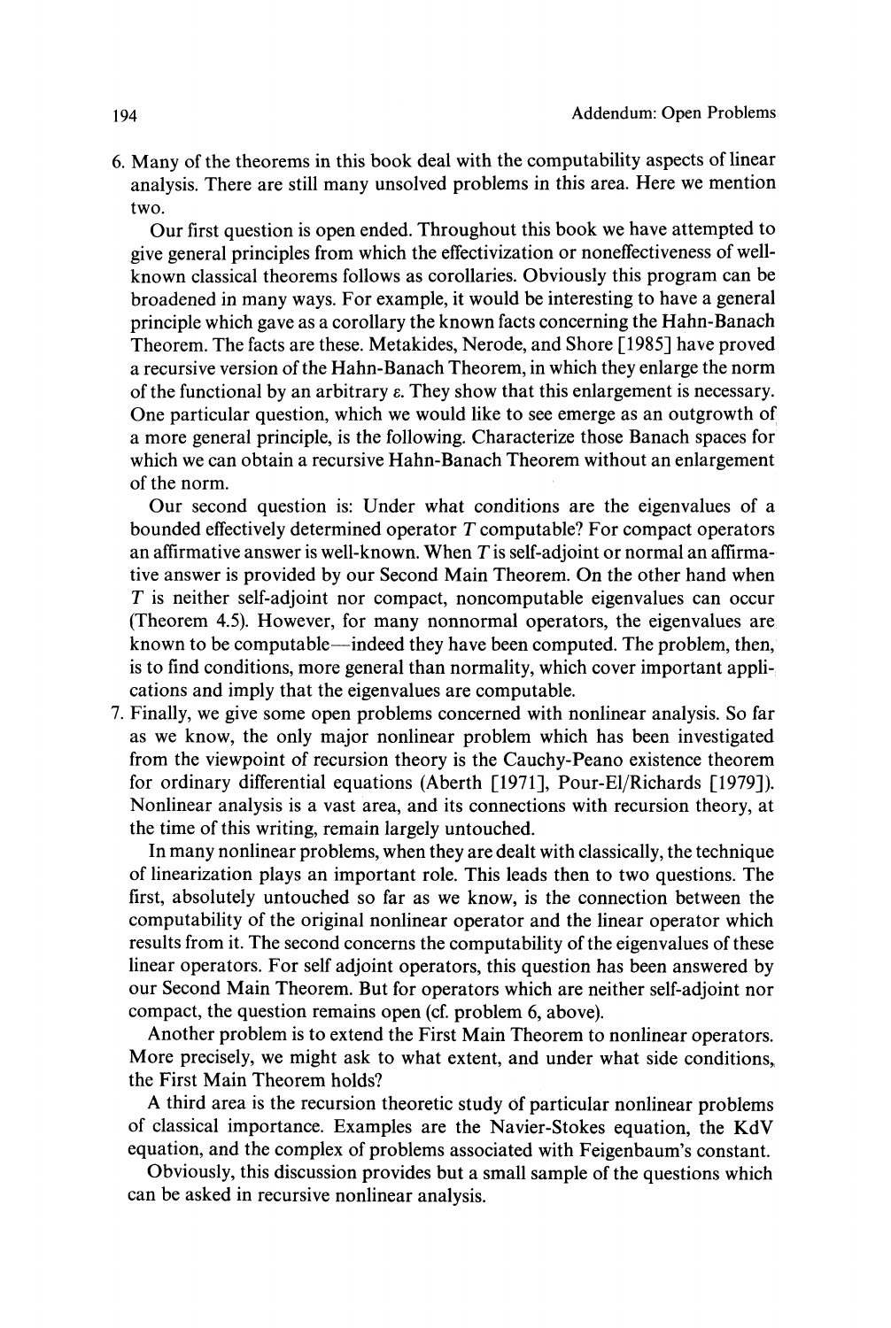6. Many of the theorems in this book deal with the computability aspects of linear analysis. There are still many unsolved problems in this area. Here we mention two.

   Our first question is open ended. Throughout this book we have attempted to give general principles from which the effectivization or noneffectiveness of well-known classical theorems follows as corollaries. Obviously this program can be broadened in many ways. For example, it would be interesting to have a general principle which gave as a corollary the known facts concerning the Hahn-Banach Theorem. The facts are these. Metakides, Nerode, and Shore [1985] have proved a recursive version of the Hahn-Banach Theorem, in which they enlarge the norm of the functional by an arbitrary $\varepsilon$. They show that this enlargement is necessary. One particular question, which we would like to see emerge as an outgrowth of a more general principle, is the following. Characterize those Banach spaces for which we can obtain a recursive Hahn-Banach Theorem without an enlargement of the norm.

   Our second question is: Under what conditions are the eigenvalues of a bounded effectively determined operator $T$ computable? For compact operators an affirmative answer is well-known. When $T$ is self-adjoint or normal an affirmative answer is provided by our Second Main Theorem. On the other hand when $T$ is neither self-adjoint nor compact, noncomputable eigenvalues can occur (Theorem 4.5). However, for many nonnormal operators, the eigenvalues are known to be computable—indeed they have been computed. The problem, then, is to find conditions, more general than normality, which cover important applications and imply that the eigenvalues are computable.

7. Finally, we give some open problems concerned with nonlinear analysis. So far as we know, the only major nonlinear problem which has been investigated from the viewpoint of recursion theory is the Cauchy-Peano existence theorem for ordinary differential equations (Aberth [1971], Pour-El/Richards [1979]). Nonlinear analysis is a vast area, and its connections with recursion theory, at the time of this writing, remain largely untouched.

   In many nonlinear problems, when they are dealt with classically, the technique of linearization plays an important role. This leads then to two questions. The first, absolutely untouched so far as we know, is the connection between the computability of the original nonlinear operator and the linear operator which results from it. The second concerns the computability of the eigenvalues of these linear operators. For self adjoint operators, this question has been answered by our Second Main Theorem. But for operators which are neither self-adjoint nor compact, the question remains open (cf. problem 6, above).

   Another problem is to extend the First Main Theorem to nonlinear operators. More precisely, we might ask to what extent, and under what side conditions, the First Main Theorem holds?

   A third area is the recursion theoretic study of particular nonlinear problems of classical importance. Examples are the Navier-Stokes equation, the KdV equation, and the complex of problems associated with Feigenbaum's constant.

   Obviously, this discussion provides but a small sample of the questions which can be asked in recursive nonlinear analysis.